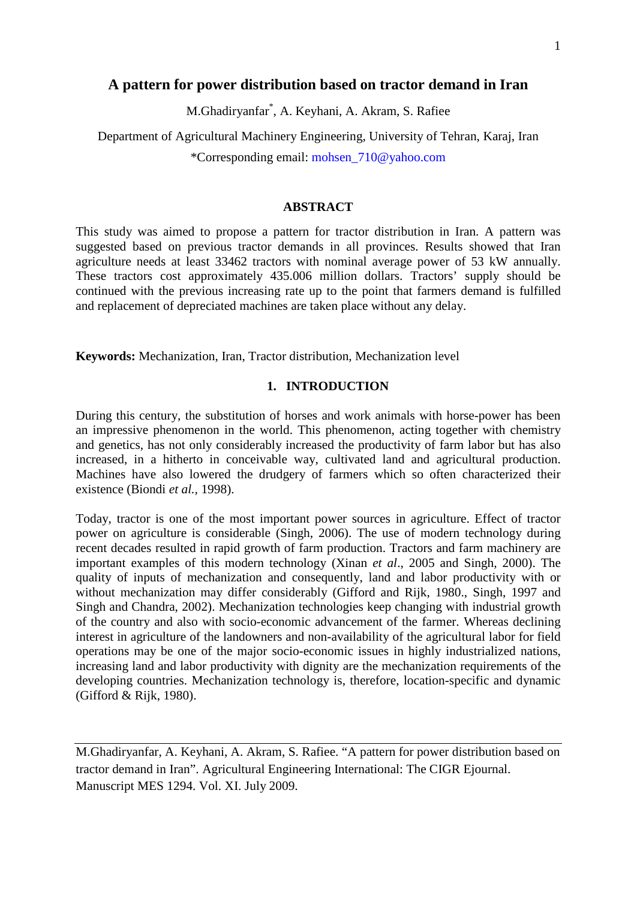// filename: 47629d80a17c_page1.md
# A pattern for power distribution based on tractor demand in Iran

M.Ghadiryanfar[*], A. Keyhani, A. Akram, S. Rafiee

Department of Agricultural Machinery Engineering, University of Tehran, Karaj, Iran

*Corresponding email: mohsen_710@yahoo.com

## ABSTRACT

This study was aimed to propose a pattern for tractor distribution in Iran. A pattern was suggested based on previous tractor demands in all provinces. Results showed that Iran agriculture needs at least 33462 tractors with nominal average power of 53 kW annually. These tractors cost approximately 435.006 million dollars. Tractors' supply should be continued with the previous increasing rate up to the point that farmers demand is fulfilled and replacement of depreciated machines are taken place without any delay.

**Keywords:** Mechanization, Iran, Tractor distribution, Mechanization level

## 1. INTRODUCTION

During this century, the substitution of horses and work animals with horse-power has been an impressive phenomenon in the world. This phenomenon, acting together with chemistry and genetics, has not only considerably increased the productivity of farm labor but has also increased, in a hitherto in conceivable way, cultivated land and agricultural production. Machines have also lowered the drudgery of farmers which so often characterized their existence (Biondi *et al.*, 1998).

Today, tractor is one of the most important power sources in agriculture. Effect of tractor power on agriculture is considerable (Singh, 2006). The use of modern technology during recent decades resulted in rapid growth of farm production. Tractors and farm machinery are important examples of this modern technology (Xinan *et al*., 2005 and Singh, 2000). The quality of inputs of mechanization and consequently, land and labor productivity with or without mechanization may differ considerably (Gifford and Rijk, 1980., Singh, 1997 and Singh and Chandra, 2002). Mechanization technologies keep changing with industrial growth of the country and also with socio-economic advancement of the farmer. Whereas declining interest in agriculture of the landowners and non-availability of the agricultural labor for field operations may be one of the major socio-economic issues in highly industrialized nations, increasing land and labor productivity with dignity are the mechanization requirements of the developing countries. Mechanization technology is, therefore, location-specific and dynamic (Gifford & Rijk, 1980).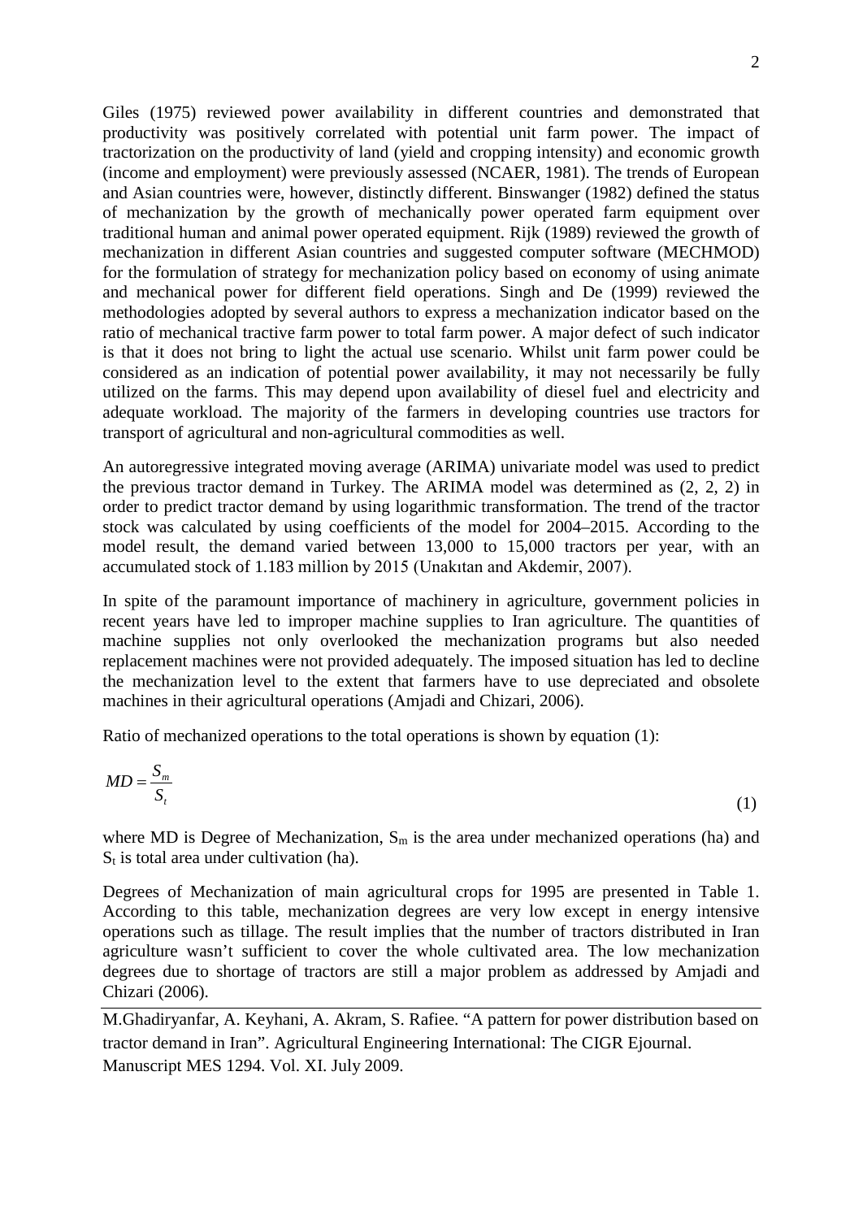Giles (1975) reviewed power availability in different countries and demonstrated that productivity was positively correlated with potential unit farm power. The impact of tractorization on the productivity of land (yield and cropping intensity) and economic growth (income and employment) were previously assessed (NCAER, 1981). The trends of European and Asian countries were, however, distinctly different. Binswanger (1982) defined the status of mechanization by the growth of mechanically power operated farm equipment over traditional human and animal power operated equipment. Rijk (1989) reviewed the growth of mechanization in different Asian countries and suggested computer software (MECHMOD) for the formulation of strategy for mechanization policy based on economy of using animate and mechanical power for different field operations. Singh and De (1999) reviewed the methodologies adopted by several authors to express a mechanization indicator based on the ratio of mechanical tractive farm power to total farm power. A major defect of such indicator is that it does not bring to light the actual use scenario. Whilst unit farm power could be considered as an indication of potential power availability, it may not necessarily be fully utilized on the farms. This may depend upon availability of diesel fuel and electricity and adequate workload. The majority of the farmers in developing countries use tractors for transport of agricultural and non-agricultural commodities as well.

An autoregressive integrated moving average (ARIMA) univariate model was used to predict the previous tractor demand in Turkey. The ARIMA model was determined as (2, 2, 2) in order to predict tractor demand by using logarithmic transformation. The trend of the tractor stock was calculated by using coefficients of the model for 2004–2015. According to the model result, the demand varied between 13,000 to 15,000 tractors per year, with an accumulated stock of 1.183 million by 2015 (Unakıtan and Akdemir, 2007).

In spite of the paramount importance of machinery in agriculture, government policies in recent years have led to improper machine supplies to Iran agriculture. The quantities of machine supplies not only overlooked the mechanization programs but also needed replacement machines were not provided adequately. The imposed situation has led to decline the mechanization level to the extent that farmers have to use depreciated and obsolete machines in their agricultural operations (Amjadi and Chizari, 2006).

Ratio of mechanized operations to the total operations is shown by equation (1):

$$MD = \frac{S_m}{S_t} \tag{1}$$

where MD is Degree of Mechanization, $S_m$ is the area under mechanized operations (ha) and $S_t$ is total area under cultivation (ha).

Degrees of Mechanization of main agricultural crops for 1995 are presented in Table 1. According to this table, mechanization degrees are very low except in energy intensive operations such as tillage. The result implies that the number of tractors distributed in Iran agriculture wasn't sufficient to cover the whole cultivated area. The low mechanization degrees due to shortage of tractors are still a major problem as addressed by Amjadi and Chizari (2006).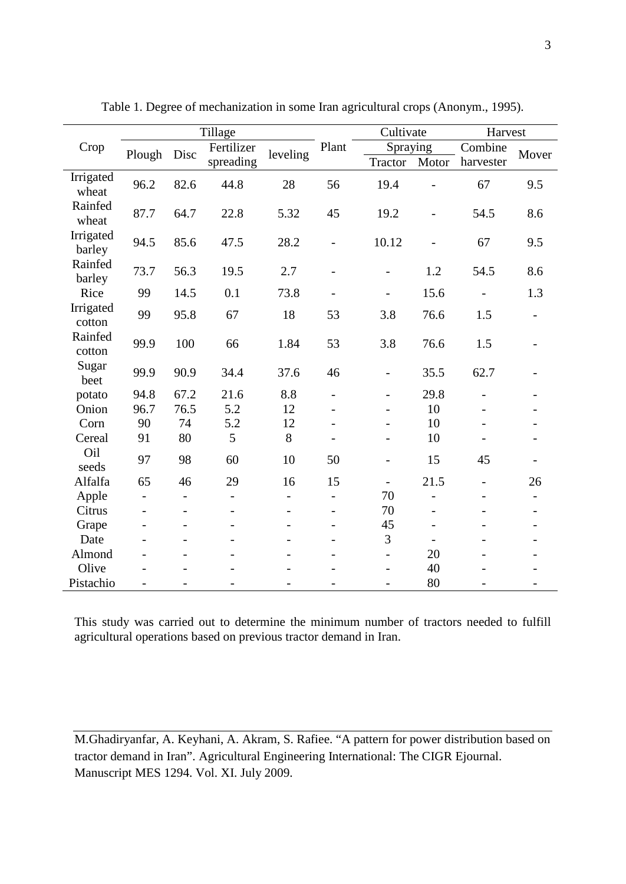Table 1. Degree of mechanization in some Iran agricultural crops (Anonym., 1995).

| Crop | Tillage | | | | Plant | Cultivate | | Harvest | |
|---|---|---|---|---|---|---|---|---|---|
| | Plough | Disc | Fertilizer spreading | leveling | | Spraying | | Combine harvester | Mover |
| | | | | | | Tractor | Motor | | |
| Irrigated wheat | 96.2 | 82.6 | 44.8 | 28 | 56 | 19.4 | - | 67 | 9.5 |
| Rainfed wheat | 87.7 | 64.7 | 22.8 | 5.32 | 45 | 19.2 | - | 54.5 | 8.6 |
| Irrigated barley | 94.5 | 85.6 | 47.5 | 28.2 | - | 10.12 | - | 67 | 9.5 |
| Rainfed barley | 73.7 | 56.3 | 19.5 | 2.7 | - | - | 1.2 | 54.5 | 8.6 |
| Rice | 99 | 14.5 | 0.1 | 73.8 | - | - | 15.6 | - | 1.3 |
| Irrigated cotton | 99 | 95.8 | 67 | 18 | 53 | 3.8 | 76.6 | 1.5 | - |
| Rainfed cotton | 99.9 | 100 | 66 | 1.84 | 53 | 3.8 | 76.6 | 1.5 | - |
| Sugar beet | 99.9 | 90.9 | 34.4 | 37.6 | 46 | - | 35.5 | 62.7 | - |
| potato | 94.8 | 67.2 | 21.6 | 8.8 | - | - | 29.8 | - | - |
| Onion | 96.7 | 76.5 | 5.2 | 12 | - | - | 10 | - | - |
| Corn | 90 | 74 | 5.2 | 12 | - | - | 10 | - | - |
| Cereal | 91 | 80 | 5 | 8 | - | - | 10 | - | - |
| Oil seeds | 97 | 98 | 60 | 10 | 50 | - | 15 | 45 | - |
| Alfalfa | 65 | 46 | 29 | 16 | 15 | - | 21.5 | - | 26 |
| Apple | - | - | - | - | - | 70 | - | - | - |
| Citrus | - | - | - | - | - | 70 | - | - | - |
| Grape | - | - | - | - | - | 45 | - | - | - |
| Date | - | - | - | - | - | 3 | - | - | - |
| Almond | - | - | - | - | - | - | 20 | - | - |
| Olive | - | - | - | - | - | - | 40 | - | - |
| Pistachio | - | - | - | - | - | - | 80 | - | - |

This study was carried out to determine the minimum number of tractors needed to fulfill agricultural operations based on previous tractor demand in Iran.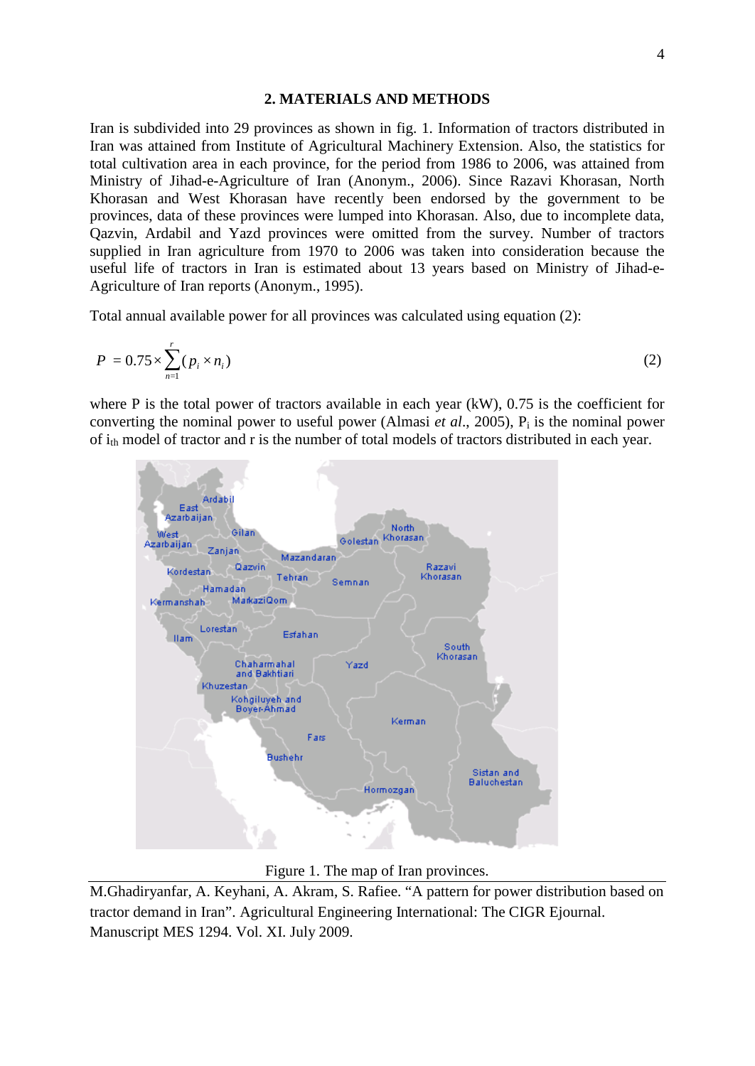## 2. MATERIALS AND METHODS

Iran is subdivided into 29 provinces as shown in fig. 1. Information of tractors distributed in Iran was attained from Institute of Agricultural Machinery Extension. Also, the statistics for total cultivation area in each province, for the period from 1986 to 2006, was attained from Ministry of Jihad-e-Agriculture of Iran (Anonym., 2006). Since Razavi Khorasan, North Khorasan and West Khorasan have recently been endorsed by the government to be provinces, data of these provinces were lumped into Khorasan. Also, due to incomplete data, Qazvin, Ardabil and Yazd provinces were omitted from the survey. Number of tractors supplied in Iran agriculture from 1970 to 2006 was taken into consideration because the useful life of tractors in Iran is estimated about 13 years based on Ministry of Jihad-e-Agriculture of Iran reports (Anonym., 1995).

Total annual available power for all provinces was calculated using equation (2):

$$P = 0.75 \times \sum_{n=1}^{r} (p_i \times n_i) \tag{2}$$

where P is the total power of tractors available in each year (kW), 0.75 is the coefficient for converting the nominal power to useful power (Almasi *et al*., 2005), $P_i$ is the nominal power of $i_{th}$ model of tractor and r is the number of total models of tractors distributed in each year.

Figure 1. The map of Iran provinces.

M.Ghadiryanfar, A. Keyhani, A. Akram, S. Rafiee. "A pattern for power distribution based on tractor demand in Iran". Agricultural Engineering International: The CIGR Ejournal. Manuscript MES 1294. Vol. XI. July 2009.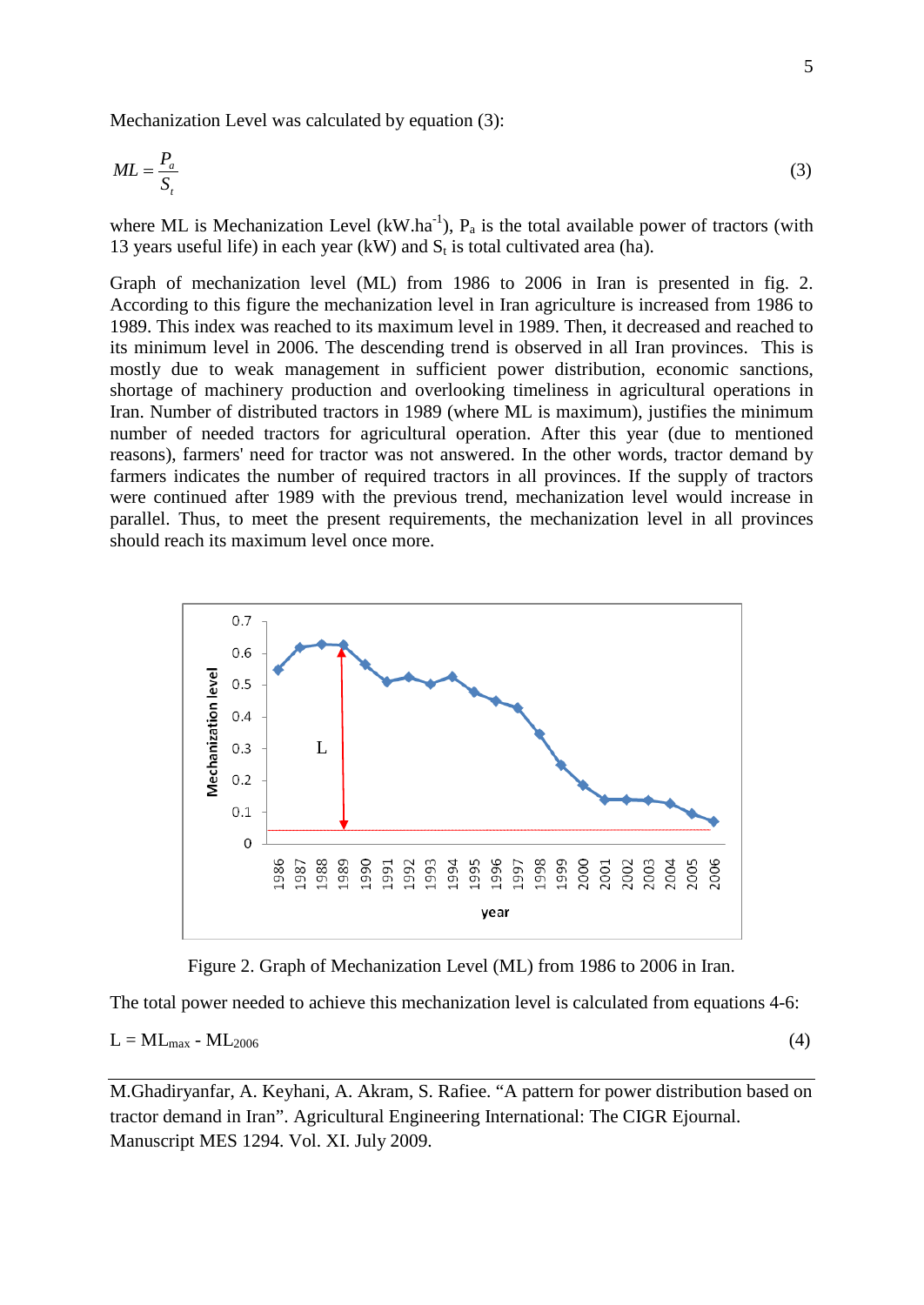Mechanization Level was calculated by equation (3):

$$ML = \frac{P_a}{S_t} \tag{3}$$

where ML is Mechanization Level ($kW.ha^{-1}$), $P_a$ is the total available power of tractors (with 13 years useful life) in each year (kW) and $S_t$ is total cultivated area (ha).

Graph of mechanization level (ML) from 1986 to 2006 in Iran is presented in fig. 2. According to this figure the mechanization level in Iran agriculture is increased from 1986 to 1989. This index was reached to its maximum level in 1989. Then, it decreased and reached to its minimum level in 2006. The descending trend is observed in all Iran provinces. This is mostly due to weak management in sufficient power distribution, economic sanctions, shortage of machinery production and overlooking timeliness in agricultural operations in Iran. Number of distributed tractors in 1989 (where ML is maximum), justifies the minimum number of needed tractors for agricultural operation. After this year (due to mentioned reasons), farmers' need for tractor was not answered. In the other words, tractor demand by farmers indicates the number of required tractors in all provinces. If the supply of tractors were continued after 1989 with the previous trend, mechanization level would increase in parallel. Thus, to meet the present requirements, the mechanization level in all provinces should reach its maximum level once more.

Figure 2. Graph of Mechanization Level (ML) from 1986 to 2006 in Iran.

The total power needed to achieve this mechanization level is calculated from equations 4-6:

$$L = ML_{max} - ML_{2006} \tag{4}$$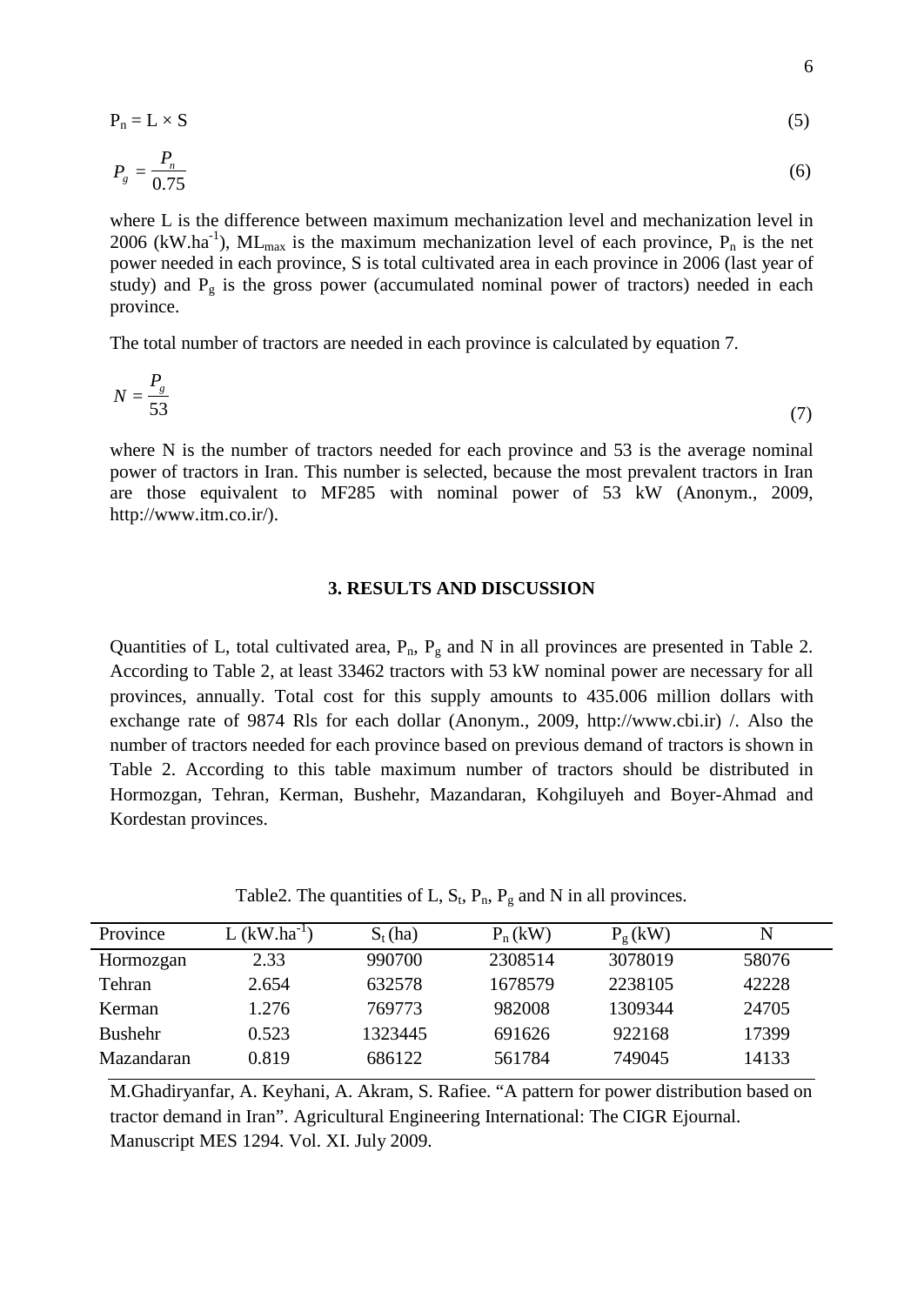$$P_n = L \times S \tag{5}$$

$$P_g = \frac{P_n}{0.75} \tag{6}$$

where L is the difference between maximum mechanization level and mechanization level in 2006 ($kW.ha^{-1}$), $ML_{max}$ is the maximum mechanization level of each province, $P_n$ is the net power needed in each province, S is total cultivated area in each province in 2006 (last year of study) and $P_g$ is the gross power (accumulated nominal power of tractors) needed in each province.

The total number of tractors are needed in each province is calculated by equation 7.

$$N = \frac{P_g}{53} \tag{7}$$

where N is the number of tractors needed for each province and 53 is the average nominal power of tractors in Iran. This number is selected, because the most prevalent tractors in Iran are those equivalent to MF285 with nominal power of 53 kW (Anonym., 2009, http://www.itm.co.ir/).

## 3. RESULTS AND DISCUSSION

Quantities of L, total cultivated area, $P_n$, $P_g$ and N in all provinces are presented in Table 2. According to Table 2, at least 33462 tractors with 53 kW nominal power are necessary for all provinces, annually. Total cost for this supply amounts to 435.006 million dollars with exchange rate of 9874 Rls for each dollar (Anonym., 2009, http://www.cbi.ir) /. Also the number of tractors needed for each province based on previous demand of tractors is shown in Table 2. According to this table maximum number of tractors should be distributed in Hormozgan, Tehran, Kerman, Bushehr, Mazandaran, Kohgiluyeh and Boyer-Ahmad and Kordestan provinces.

Table2. The quantities of L, $S_t$, $P_n$, $P_g$ and N in all provinces.

| Province | L ($kW.ha^{-1}$) | $S_t$ (ha) | $P_n$ (kW) | $P_g$ (kW) | N |
|---|---|---|---|---|---|
| Hormozgan | 2.33 | 990700 | 2308514 | 3078019 | 58076 |
| Tehran | 2.654 | 632578 | 1678579 | 2238105 | 42228 |
| Kerman | 1.276 | 769773 | 982008 | 1309344 | 24705 |
| Bushehr | 0.523 | 1323445 | 691626 | 922168 | 17399 |
| Mazandaran | 0.819 | 686122 | 561784 | 749045 | 14133 |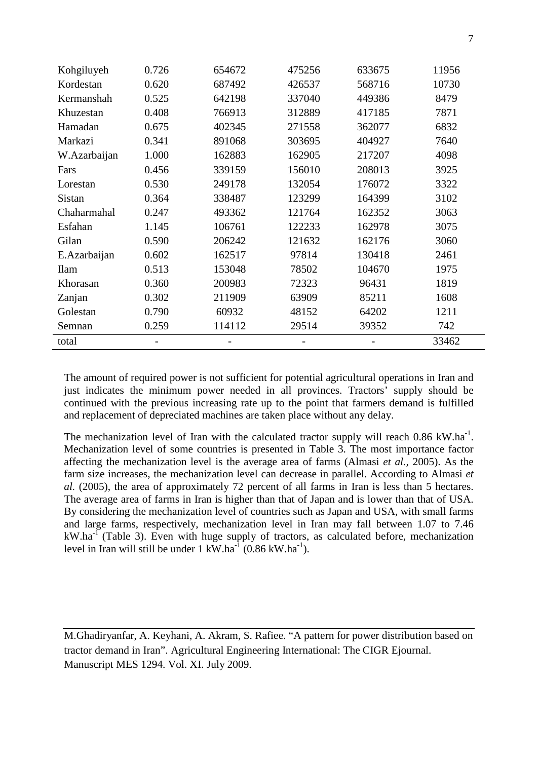| | | | | | |
|---|---|---|---|---|---|
| Kohgiluyeh | 0.726 | 654672 | 475256 | 633675 | 11956 |
| Kordestan | 0.620 | 687492 | 426537 | 568716 | 10730 |
| Kermanshah | 0.525 | 642198 | 337040 | 449386 | 8479 |
| Khuzestan | 0.408 | 766913 | 312889 | 417185 | 7871 |
| Hamadan | 0.675 | 402345 | 271558 | 362077 | 6832 |
| Markazi | 0.341 | 891068 | 303695 | 404927 | 7640 |
| W.Azarbaijan | 1.000 | 162883 | 162905 | 217207 | 4098 |
| Fars | 0.456 | 339159 | 156010 | 208013 | 3925 |
| Lorestan | 0.530 | 249178 | 132054 | 176072 | 3322 |
| Sistan | 0.364 | 338487 | 123299 | 164399 | 3102 |
| Chaharmahal | 0.247 | 493362 | 121764 | 162352 | 3063 |
| Esfahan | 1.145 | 106761 | 122233 | 162978 | 3075 |
| Gilan | 0.590 | 206242 | 121632 | 162176 | 3060 |
| E.Azarbaijan | 0.602 | 162517 | 97814 | 130418 | 2461 |
| Ilam | 0.513 | 153048 | 78502 | 104670 | 1975 |
| Khorasan | 0.360 | 200983 | 72323 | 96431 | 1819 |
| Zanjan | 0.302 | 211909 | 63909 | 85211 | 1608 |
| Golestan | 0.790 | 60932 | 48152 | 64202 | 1211 |
| Semnan | 0.259 | 114112 | 29514 | 39352 | 742 |
| total | - | - | - | - | 33462 |

The amount of required power is not sufficient for potential agricultural operations in Iran and just indicates the minimum power needed in all provinces. Tractors' supply should be continued with the previous increasing rate up to the point that farmers demand is fulfilled and replacement of depreciated machines are taken place without any delay.

The mechanization level of Iran with the calculated tractor supply will reach 0.86 kW.ha$^{-1}$. Mechanization level of some countries is presented in Table 3. The most importance factor affecting the mechanization level is the average area of farms (Almasi *et al.,* 2005). As the farm size increases, the mechanization level can decrease in parallel. According to Almasi *et al.* (2005), the area of approximately 72 percent of all farms in Iran is less than 5 hectares. The average area of farms in Iran is higher than that of Japan and is lower than that of USA. By considering the mechanization level of countries such as Japan and USA, with small farms and large farms, respectively, mechanization level in Iran may fall between 1.07 to 7.46 kW.ha$^{-1}$ (Table 3). Even with huge supply of tractors, as calculated before, mechanization level in Iran will still be under 1 kW.ha$^{-1}$ (0.86 kW.ha$^{-1}$).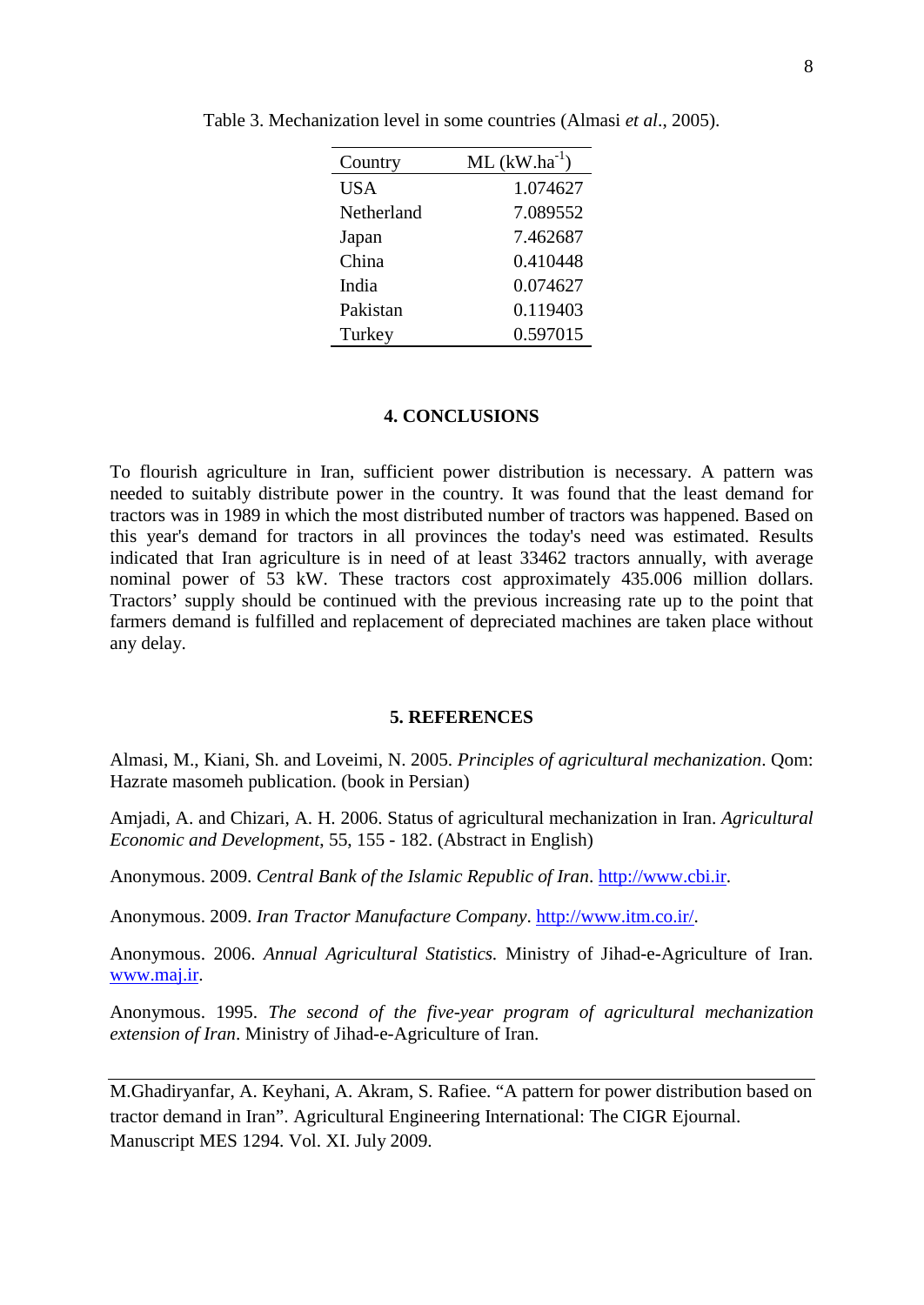Table 3. Mechanization level in some countries (Almasi *et al*., 2005).

| Country | ML ($kW.ha^{-1}$) |
|---|---|
| USA | 1.074627 |
| Netherland | 7.089552 |
| Japan | 7.462687 |
| China | 0.410448 |
| India | 0.074627 |
| Pakistan | 0.119403 |
| Turkey | 0.597015 |

## 4. CONCLUSIONS

To flourish agriculture in Iran, sufficient power distribution is necessary. A pattern was needed to suitably distribute power in the country. It was found that the least demand for tractors was in 1989 in which the most distributed number of tractors was happened. Based on this year's demand for tractors in all provinces the today's need was estimated. Results indicated that Iran agriculture is in need of at least 33462 tractors annually, with average nominal power of 53 kW. These tractors cost approximately 435.006 million dollars. Tractors' supply should be continued with the previous increasing rate up to the point that farmers demand is fulfilled and replacement of depreciated machines are taken place without any delay.

## 5. REFERENCES

Almasi, M., Kiani, Sh. and Loveimi, N. 2005. *Principles of agricultural mechanization*. Qom: Hazrate masomeh publication. (book in Persian)

Amjadi, A. and Chizari, A. H. 2006. Status of agricultural mechanization in Iran. *Agricultural Economic and Development*, 55, 155 - 182. (Abstract in English)

Anonymous. 2009. *Central Bank of the Islamic Republic of Iran*. http://www.cbi.ir.

Anonymous. 2009. *Iran Tractor Manufacture Company*. http://www.itm.co.ir/.

Anonymous. 2006. *Annual Agricultural Statistics.* Ministry of Jihad-e-Agriculture of Iran. www.maj.ir.

Anonymous. 1995. *The second of the five-year program of agricultural mechanization extension of Iran*. Ministry of Jihad-e-Agriculture of Iran.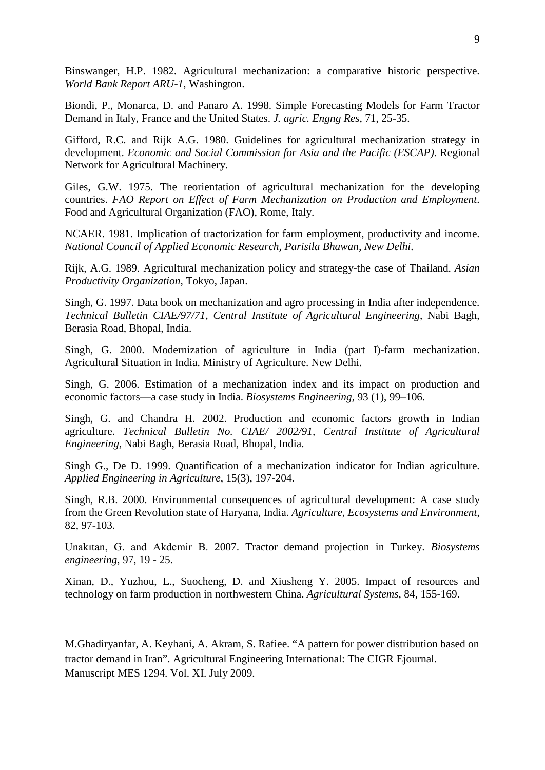Binswanger, H.P. 1982. Agricultural mechanization: a comparative historic perspective. *World Bank Report ARU-1*, Washington.

Biondi, P., Monarca, D. and Panaro A. 1998. Simple Forecasting Models for Farm Tractor Demand in Italy, France and the United States. *J. agric. Engng Res*, 71, 25-35.

Gifford, R.C. and Rijk A.G. 1980. Guidelines for agricultural mechanization strategy in development. *Economic and Social Commission for Asia and the Pacific (ESCAP)*. Regional Network for Agricultural Machinery.

Giles, G.W. 1975. The reorientation of agricultural mechanization for the developing countries. *FAO Report on Effect of Farm Mechanization on Production and Employment*. Food and Agricultural Organization (FAO), Rome, Italy.

NCAER. 1981. Implication of tractorization for farm employment, productivity and income. *National Council of Applied Economic Research, Parisila Bhawan, New Delhi*.

Rijk, A.G. 1989. Agricultural mechanization policy and strategy-the case of Thailand. *Asian Productivity Organization*, Tokyo, Japan.

Singh, G. 1997. Data book on mechanization and agro processing in India after independence. *Technical Bulletin CIAE/97/71, Central Institute of Agricultural Engineering*, Nabi Bagh, Berasia Road, Bhopal, India.

Singh, G. 2000. Modernization of agriculture in India (part I)-farm mechanization. Agricultural Situation in India. Ministry of Agriculture. New Delhi.

Singh, G. 2006. Estimation of a mechanization index and its impact on production and economic factors—a case study in India. *Biosystems Engineering*, 93 (1), 99–106.

Singh, G. and Chandra H. 2002. Production and economic factors growth in Indian agriculture. *Technical Bulletin No. CIAE/ 2002/91, Central Institute of Agricultural Engineering*, Nabi Bagh, Berasia Road, Bhopal, India.

Singh G., De D. 1999. Quantification of a mechanization indicator for Indian agriculture. *Applied Engineering in Agriculture*, 15(3), 197-204.

Singh, R.B. 2000. Environmental consequences of agricultural development: A case study from the Green Revolution state of Haryana, India. *Agriculture, Ecosystems and Environment*, 82, 97-103.

Unakıtan, G. and Akdemir B. 2007. Tractor demand projection in Turkey. *Biosystems engineering*, 97, 19 - 25.

Xinan, D., Yuzhou, L., Suocheng, D. and Xiusheng Y. 2005. Impact of resources and technology on farm production in northwestern China. *Agricultural Systems*, 84, 155-169.